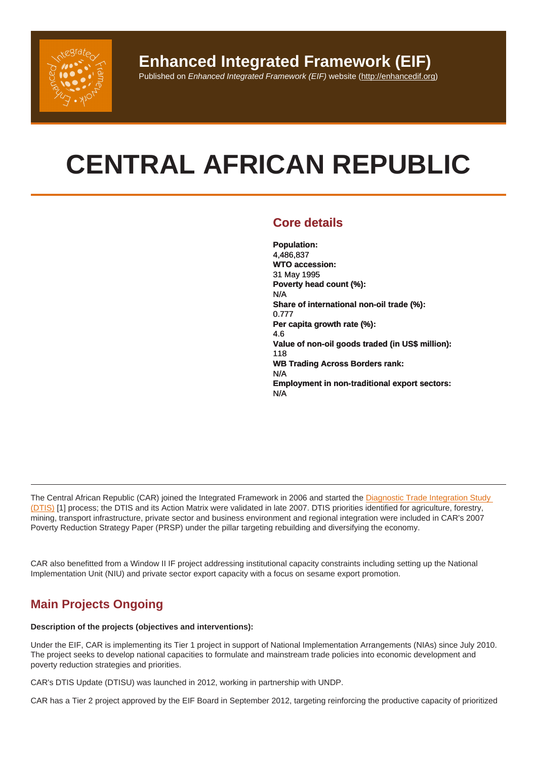# Enhanced Integrated Framework (EIF)

Published on *Enhanced Integrated Framework (EIF)* website (http://enhancedif.org)

# CENTRAL AFRICAN REPUBLIC

## Core details

**Population:**
4,486,837
**WTO accession:**
31 May 1995
**Poverty head count (%):**
N/A
**Share of international non-oil trade (%):**
0.777
**Per capita growth rate (%):**
4.6
**Value of non-oil goods traded (in US$ million):**
118
**WB Trading Across Borders rank:**
N/A
**Employment in non-traditional export sectors:**
N/A

---

The Central African Republic (CAR) joined the Integrated Framework in 2006 and started the Diagnostic Trade Integration Study (DTIS) [1] process; the DTIS and its Action Matrix were validated in late 2007. DTIS priorities identified for agriculture, forestry, mining, transport infrastructure, private sector and business environment and regional integration were included in CAR's 2007 Poverty Reduction Strategy Paper (PRSP) under the pillar targeting rebuilding and diversifying the economy.

CAR also benefitted from a Window II IF project addressing institutional capacity constraints including setting up the National Implementation Unit (NIU) and private sector export capacity with a focus on sesame export promotion.

## Main Projects Ongoing

**Description of the projects (objectives and interventions):**

Under the EIF, CAR is implementing its Tier 1 project in support of National Implementation Arrangements (NIAs) since July 2010. The project seeks to develop national capacities to formulate and mainstream trade policies into economic development and poverty reduction strategies and priorities.

CAR's DTIS Update (DTISU) was launched in 2012, working in partnership with UNDP.

CAR has a Tier 2 project approved by the EIF Board in September 2012, targeting reinforcing the productive capacity of prioritized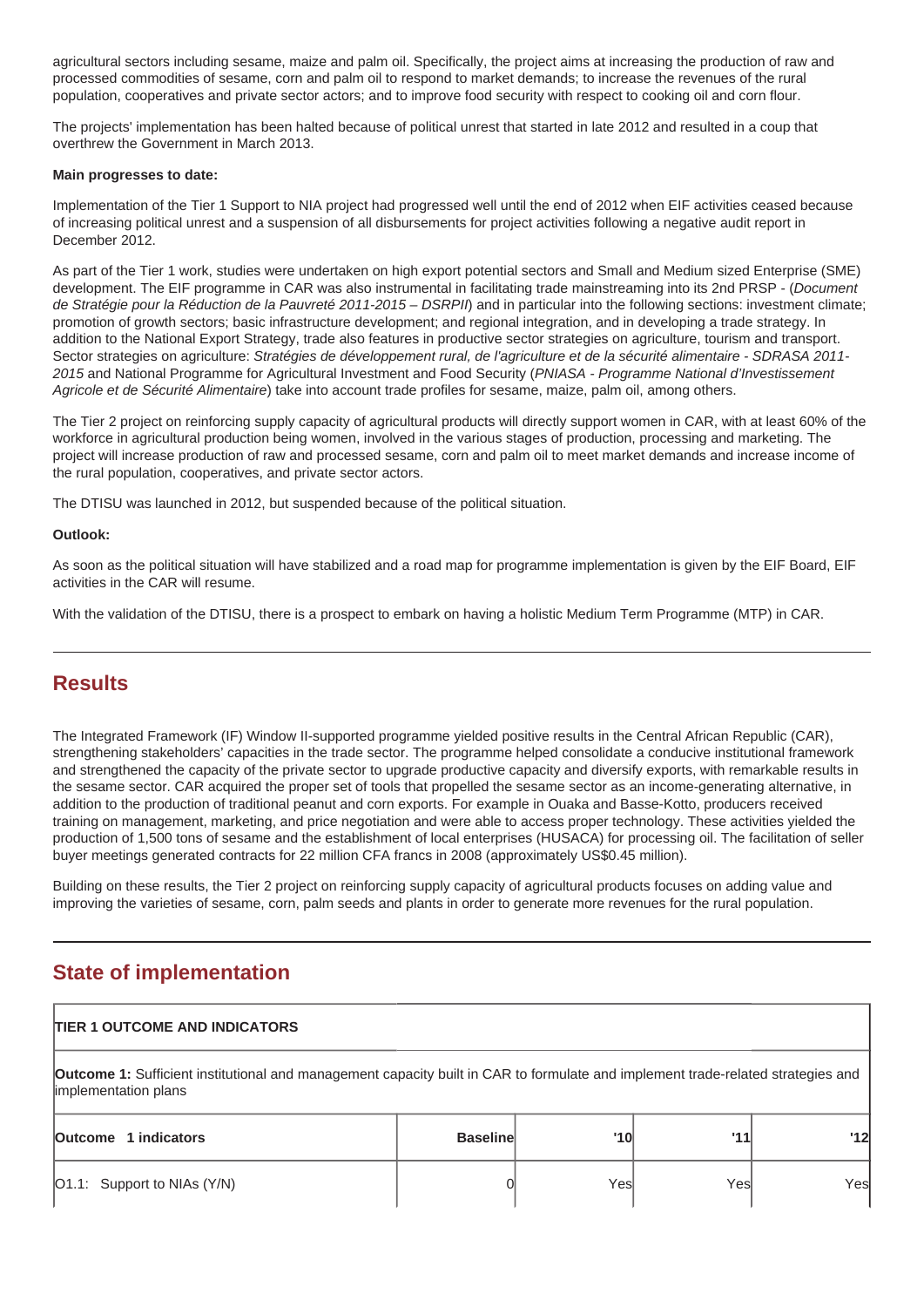agricultural sectors including sesame, maize and palm oil. Specifically, the project aims at increasing the production of raw and processed commodities of sesame, corn and palm oil to respond to market demands; to increase the revenues of the rural population, cooperatives and private sector actors; and to improve food security with respect to cooking oil and corn flour.

The projects' implementation has been halted because of political unrest that started in late 2012 and resulted in a coup that overthrew the Government in March 2013.

**Main progresses to date:**

Implementation of the Tier 1 Support to NIA project had progressed well until the end of 2012 when EIF activities ceased because of increasing political unrest and a suspension of all disbursements for project activities following a negative audit report in December 2012.

As part of the Tier 1 work, studies were undertaken on high export potential sectors and Small and Medium sized Enterprise (SME) development. The EIF programme in CAR was also instrumental in facilitating trade mainstreaming into its 2nd PRSP - (*Document de Stratégie pour la Réduction de la Pauvreté 2011-2015 – DSRPII*) and in particular into the following sections: investment climate; promotion of growth sectors; basic infrastructure development; and regional integration, and in developing a trade strategy. In addition to the National Export Strategy, trade also features in productive sector strategies on agriculture, tourism and transport. Sector strategies on agriculture: *Stratégies de développement rural, de l'agriculture et de la sécurité alimentaire - SDRASA 2011-2015* and National Programme for Agricultural Investment and Food Security (*PNIASA - Programme National d'Investissement Agricole et de Sécurité Alimentaire*) take into account trade profiles for sesame, maize, palm oil, among others.

The Tier 2 project on reinforcing supply capacity of agricultural products will directly support women in CAR, with at least 60% of the workforce in agricultural production being women, involved in the various stages of production, processing and marketing. The project will increase production of raw and processed sesame, corn and palm oil to meet market demands and increase income of the rural population, cooperatives, and private sector actors.

The DTISU was launched in 2012, but suspended because of the political situation.

**Outlook:**

As soon as the political situation will have stabilized and a road map for programme implementation is given by the EIF Board, EIF activities in the CAR will resume.

With the validation of the DTISU, there is a prospect to embark on having a holistic Medium Term Programme (MTP) in CAR.

## Results

The Integrated Framework (IF) Window II-supported programme yielded positive results in the Central African Republic (CAR), strengthening stakeholders' capacities in the trade sector. The programme helped consolidate a conducive institutional framework and strengthened the capacity of the private sector to upgrade productive capacity and diversify exports, with remarkable results in the sesame sector. CAR acquired the proper set of tools that propelled the sesame sector as an income-generating alternative, in addition to the production of traditional peanut and corn exports. For example in Ouaka and Basse-Kotto, producers received training on management, marketing, and price negotiation and were able to access proper technology. These activities yielded the production of 1,500 tons of sesame and the establishment of local enterprises (HUSACA) for processing oil. The facilitation of seller buyer meetings generated contracts for 22 million CFA francs in 2008 (approximately US$0.45 million).

Building on these results, the Tier 2 project on reinforcing supply capacity of agricultural products focuses on adding value and improving the varieties of sesame, corn, palm seeds and plants in order to generate more revenues for the rural population.

## State of implementation

| **TIER 1 OUTCOME AND INDICATORS** | | | | |
|---|---|---|---|---|
| **Outcome 1:** Sufficient institutional and management capacity built in CAR to formulate and implement trade-related strategies and implementation plans | | | | |
| **Outcome 1 indicators** | **Baseline** | **'10** | **'11** | **'12** |
| O1.1: Support to NIAs (Y/N) | 0 | Yes | Yes | Yes |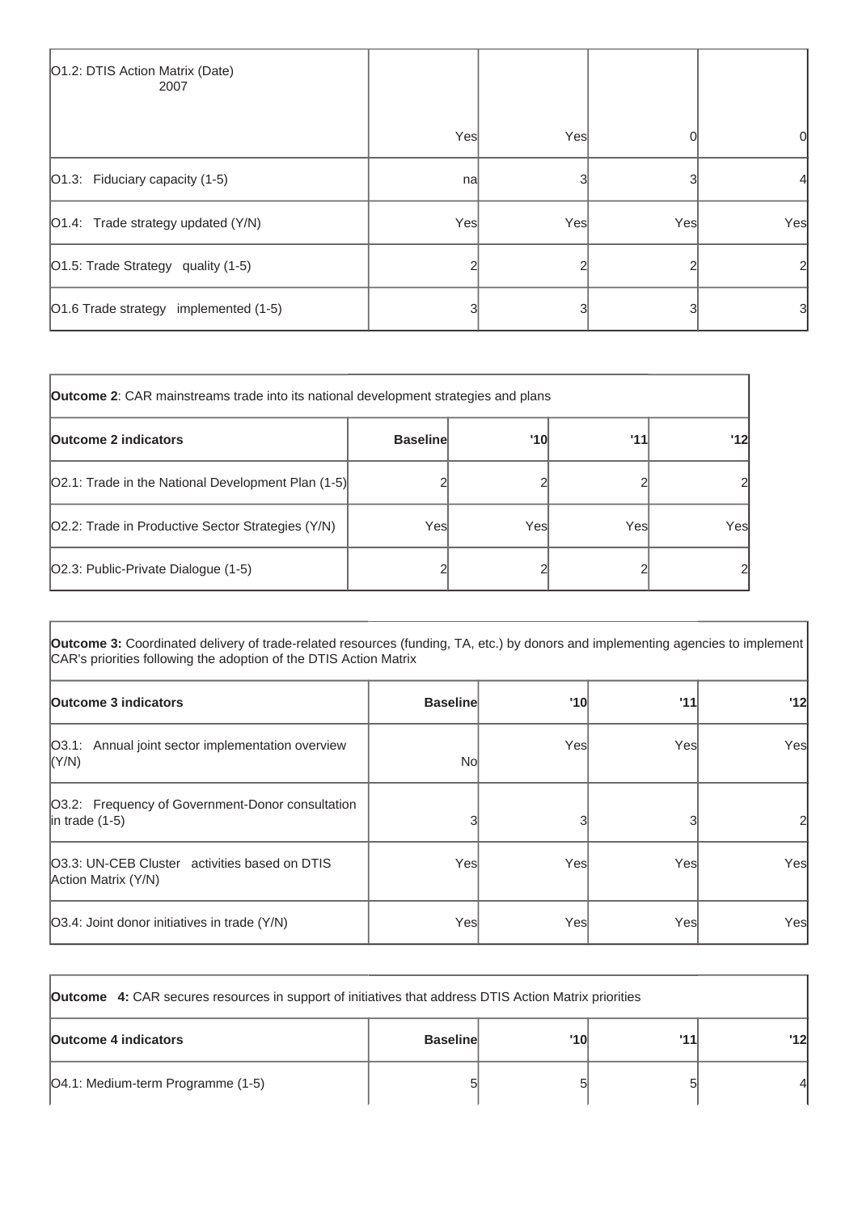| O1.2: DTIS Action Matrix (Date) 2007 | Yes | Yes | 0 | 0 |
|---|---|---|---|---|
| O1.3: Fiduciary capacity (1-5) | na | 3 | 3 | 4 |
| O1.4: Trade strategy updated (Y/N) | Yes | Yes | Yes | Yes |
| O1.5: Trade Strategy quality (1-5) | 2 | 2 | 2 | 2 |
| O1.6 Trade strategy implemented (1-5) | 3 | 3 | 3 | 3 |

| **Outcome 2**: CAR mainstreams trade into its national development strategies and plans | | | | |
|---|---|---|---|---|
| **Outcome 2 indicators** | **Baseline** | **'10** | **'11** | **'12** |
| O2.1: Trade in the National Development Plan (1-5) | 2 | 2 | 2 | 2 |
| O2.2: Trade in Productive Sector Strategies (Y/N) | Yes | Yes | Yes | Yes |
| O2.3: Public-Private Dialogue (1-5) | 2 | 2 | 2 | 2 |

| **Outcome 3:** Coordinated delivery of trade-related resources (funding, TA, etc.) by donors and implementing agencies to implement CAR's priorities following the adoption of the DTIS Action Matrix | | | | |
|---|---|---|---|---|
| **Outcome 3 indicators** | **Baseline** | **'10** | **'11** | **'12** |
| O3.1: Annual joint sector implementation overview (Y/N) | No | Yes | Yes | Yes |
| O3.2: Frequency of Government-Donor consultation in trade (1-5) | 3 | 3 | 3 | 2 |
| O3.3: UN-CEB Cluster activities based on DTIS Action Matrix (Y/N) | Yes | Yes | Yes | Yes |
| O3.4: Joint donor initiatives in trade (Y/N) | Yes | Yes | Yes | Yes |

| **Outcome 4:** CAR secures resources in support of initiatives that address DTIS Action Matrix priorities | | | | |
|---|---|---|---|---|
| **Outcome 4 indicators** | **Baseline** | **'10** | **'11** | **'12** |
| O4.1: Medium-term Programme (1-5) | 5 | 5 | 5 | 4 |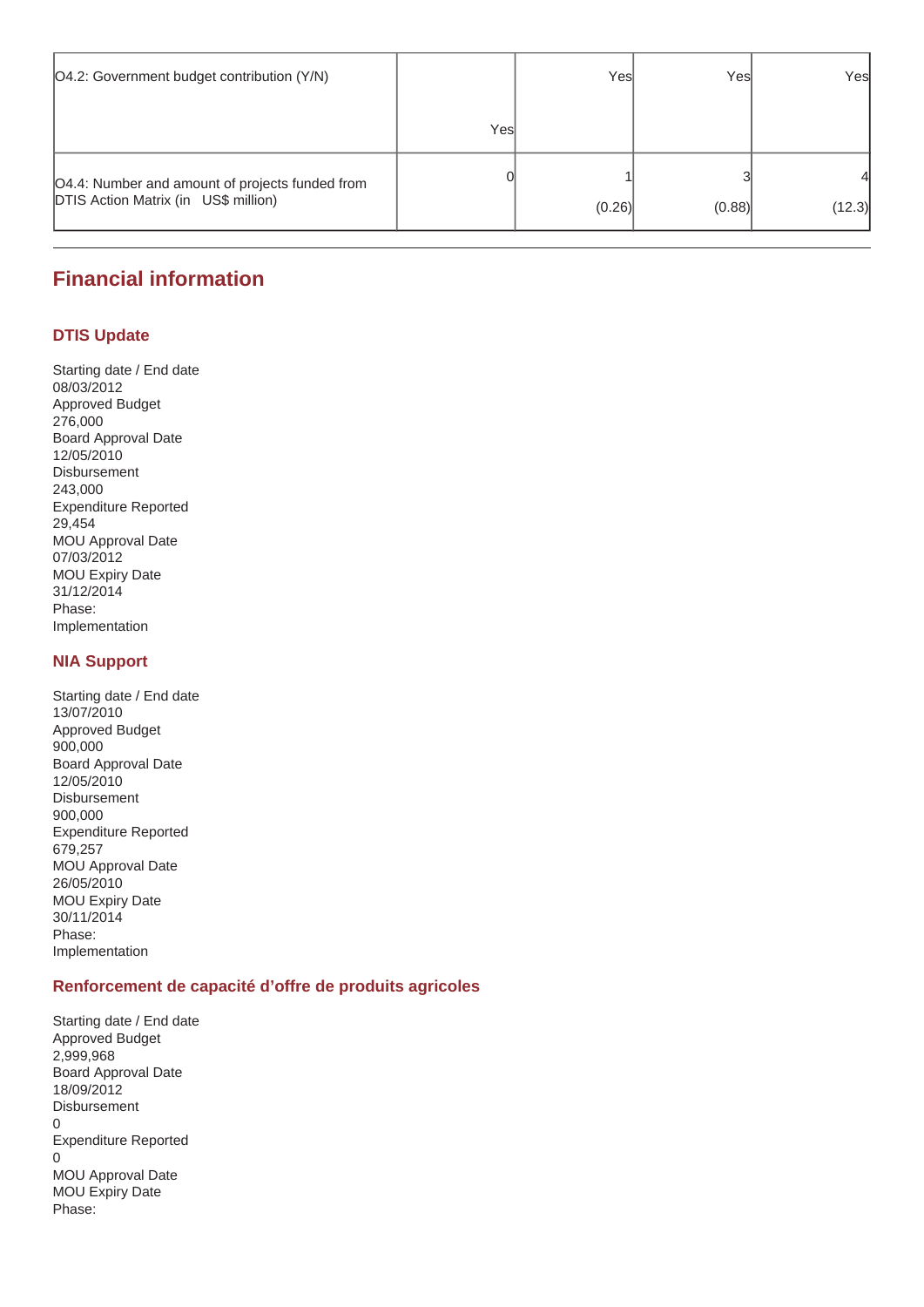| O4.2: Government budget contribution (Y/N) | Yes | Yes | Yes | Yes |
|---|---|---|---|---|
| O4.4: Number and amount of projects funded from DTIS Action Matrix (in US$ million) | 0 | 1 (0.26) | 3 (0.88) | 4 (12.3) |

## Financial information

### DTIS Update

Starting date / End date
08/03/2012
Approved Budget
276,000
Board Approval Date
12/05/2010
Disbursement
243,000
Expenditure Reported
29,454
MOU Approval Date
07/03/2012
MOU Expiry Date
31/12/2014
Phase:
Implementation

### NIA Support

Starting date / End date
13/07/2010
Approved Budget
900,000
Board Approval Date
12/05/2010
Disbursement
900,000
Expenditure Reported
679,257
MOU Approval Date
26/05/2010
MOU Expiry Date
30/11/2014
Phase:
Implementation

### Renforcement de capacité d'offre de produits agricoles

Starting date / End date
Approved Budget
2,999,968
Board Approval Date
18/09/2012
Disbursement
0
Expenditure Reported
0
MOU Approval Date
MOU Expiry Date
Phase: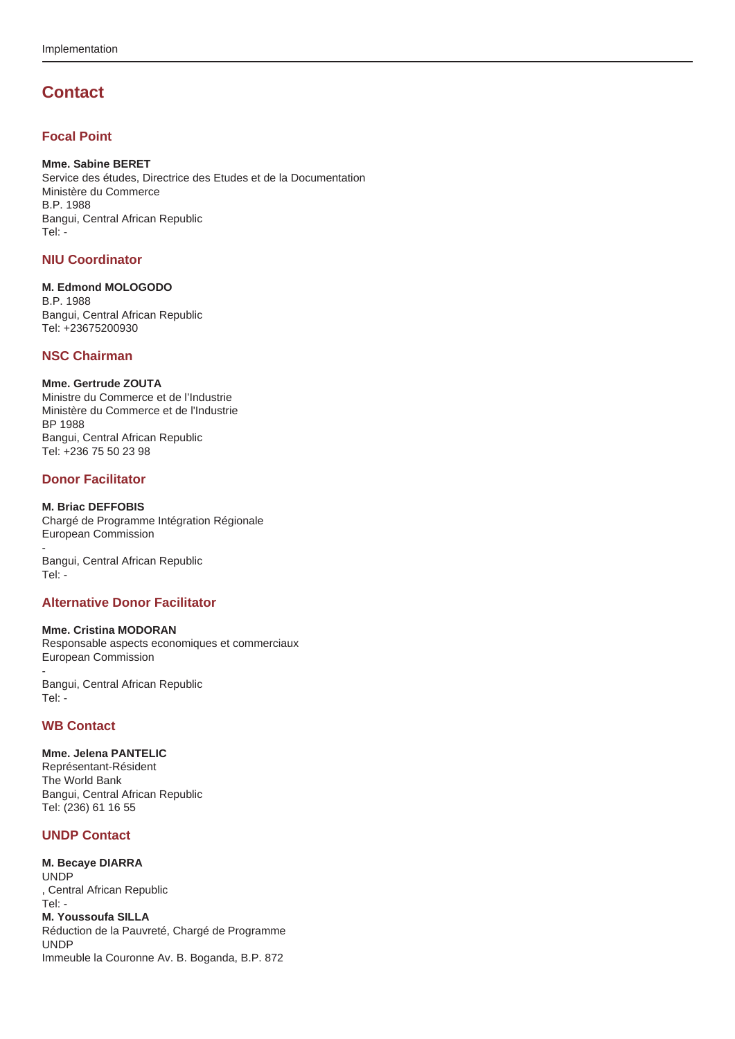## Contact

### Focal Point

**Mme. Sabine BERET**
Service des études, Directrice des Etudes et de la Documentation
Ministère du Commerce
B.P. 1988
Bangui, Central African Republic
Tel: -

### NIU Coordinator

**M. Edmond MOLOGODO**
B.P. 1988
Bangui, Central African Republic
Tel: +23675200930

### NSC Chairman

**Mme. Gertrude ZOUTA**
Ministre du Commerce et de l'Industrie
Ministère du Commerce et de l'Industrie
BP 1988
Bangui, Central African Republic
Tel: +236 75 50 23 98

### Donor Facilitator

**M. Briac DEFFOBIS**
Chargé de Programme Intégration Régionale
European Commission
-
Bangui, Central African Republic
Tel: -

### Alternative Donor Facilitator

**Mme. Cristina MODORAN**
Responsable aspects economiques et commerciaux
European Commission
-
Bangui, Central African Republic
Tel: -

### WB Contact

**Mme. Jelena PANTELIC**
Représentant-Résident
The World Bank
Bangui, Central African Republic
Tel: (236) 61 16 55

### UNDP Contact

**M. Becaye DIARRA**
UNDP
, Central African Republic
Tel: -
**M. Youssoufa SILLA**
Réduction de la Pauvreté, Chargé de Programme
UNDP
Immeuble la Couronne Av. B. Boganda, B.P. 872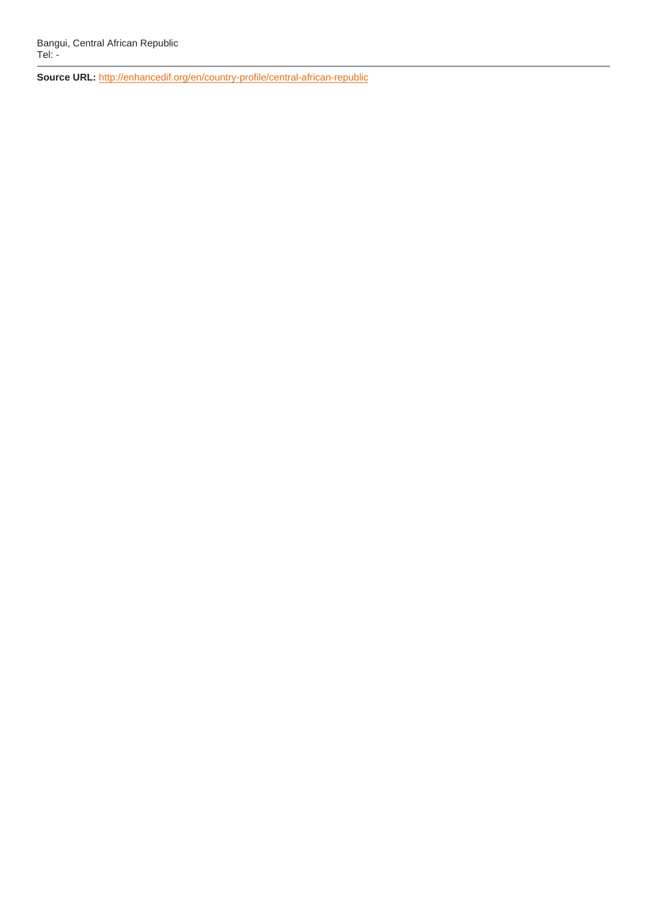Bangui, Central African Republic
Tel: -

---

**Source URL:** http://enhancedif.org/en/country-profile/central-african-republic